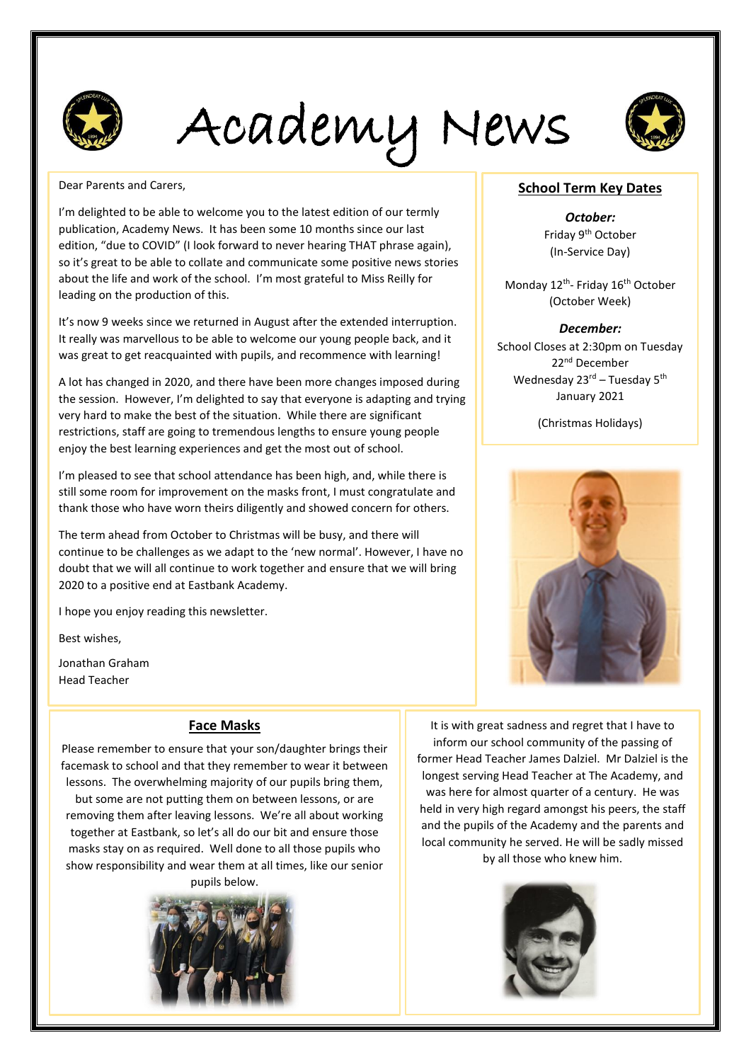# Academy News

Dear Parents and Carers,

I'm delighted to be able to welcome you to the latest edition of our termly publication, Academy News. It has been some 10 months since our last edition, "due to COVID" (I look forward to never hearing THAT phrase again), so it's great to be able to collate and communicate some positive news stories about the life and work of the school. I'm most grateful to Miss Reilly for leading on the production of this.

It's now 9 weeks since we returned in August after the extended interruption. It really was marvellous to be able to welcome our young people back, and it was great to get reacquainted with pupils, and recommence with learning!

A lot has changed in 2020, and there have been more changes imposed during the session. However, I'm delighted to say that everyone is adapting and trying very hard to make the best of the situation. While there are significant restrictions, staff are going to tremendous lengths to ensure young people enjoy the best learning experiences and get the most out of school.

I'm pleased to see that school attendance has been high, and, while there is still some room for improvement on the masks front, I must congratulate and thank those who have worn theirs diligently and showed concern for others.

The term ahead from October to Christmas will be busy, and there will continue to be challenges as we adapt to the 'new normal'. However, I have no doubt that we will all continue to work together and ensure that we will bring 2020 to a positive end at Eastbank Academy.

I hope you enjoy reading this newsletter.

Best wishes,

Jonathan Graham
Head Teacher

## School Term Key Dates

***October:***

Friday 9th October
(In-Service Day)

Monday 12th- Friday 16th October
(October Week)

***December:***

School Closes at 2:30pm on Tuesday 22nd December
Wednesday 23rd – Tuesday 5th January 2021

(Christmas Holidays)

## Face Masks

Please remember to ensure that your son/daughter brings their facemask to school and that they remember to wear it between lessons. The overwhelming majority of our pupils bring them, but some are not putting them on between lessons, or are removing them after leaving lessons. We're all about working together at Eastbank, so let's all do our bit and ensure those masks stay on as required. Well done to all those pupils who show responsibility and wear them at all times, like our senior pupils below.

It is with great sadness and regret that I have to inform our school community of the passing of former Head Teacher James Dalziel. Mr Dalziel is the longest serving Head Teacher at The Academy, and was here for almost quarter of a century. He was held in very high regard amongst his peers, the staff and the pupils of the Academy and the parents and local community he served. He will be sadly missed by all those who knew him.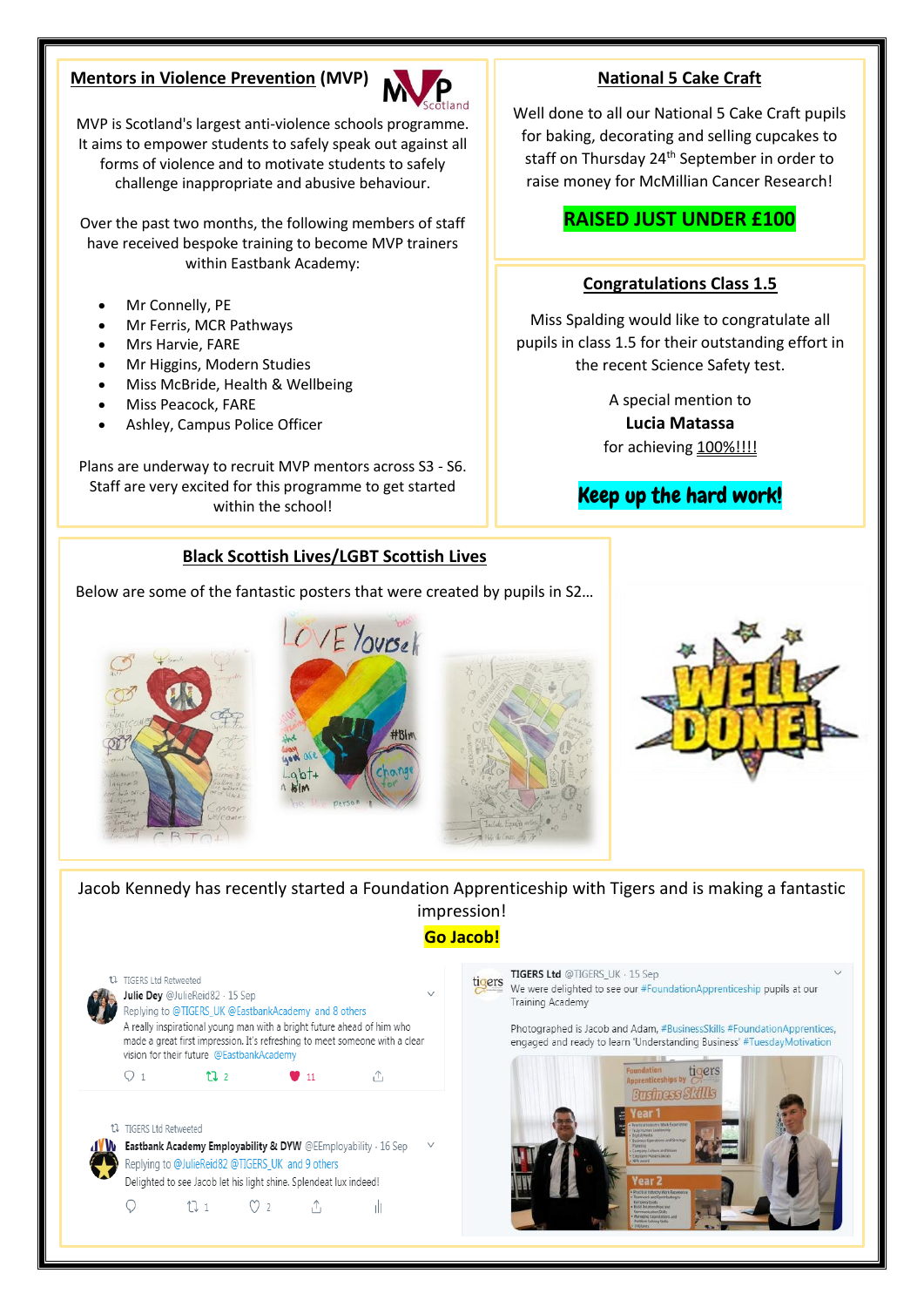## Mentors in Violence Prevention (MVP)

MVP is Scotland's largest anti-violence schools programme. It aims to empower students to safely speak out against all forms of violence and to motivate students to safely challenge inappropriate and abusive behaviour.

Over the past two months, the following members of staff have received bespoke training to become MVP trainers within Eastbank Academy:

- Mr Connelly, PE
- Mr Ferris, MCR Pathways
- Mrs Harvie, FARE
- Mr Higgins, Modern Studies
- Miss McBride, Health & Wellbeing
- Miss Peacock, FARE
- Ashley, Campus Police Officer

Plans are underway to recruit MVP mentors across S3 - S6. Staff are very excited for this programme to get started within the school!

## National 5 Cake Craft

Well done to all our National 5 Cake Craft pupils for baking, decorating and selling cupcakes to staff on Thursday 24th September in order to raise money for McMillian Cancer Research!

**RAISED JUST UNDER £100**

## Congratulations Class 1.5

Miss Spalding would like to congratulate all pupils in class 1.5 for their outstanding effort in the recent Science Safety test.

A special mention to **Lucia Matassa** for achieving 100%!!!!

**Keep up the hard work!**

## Black Scottish Lives/LGBT Scottish Lives

Below are some of the fantastic posters that were created by pupils in S2…

Jacob Kennedy has recently started a Foundation Apprenticeship with Tigers and is making a fantastic impression!

**Go Jacob!**

TIGERS Ltd Retweeted
**Julie Dey** @JulieReid82 · 15 Sep
Replying to @TIGERS_UK @EastbankAcademy and 8 others
A really inspirational young man with a bright future ahead of him who made a great first impression. It's refreshing to meet someone with a clear vision for their future @EastbankAcademy

TIGERS Ltd Retweeted
**Eastbank Academy Employability & DYW** @EEmployability · 16 Sep
Replying to @JulieReid82 @TIGERS_UK and 9 others
Delighted to see Jacob let his light shine. Splendeat lux indeed!

**TIGERS Ltd** @TIGERS_UK · 15 Sep
We were delighted to see our #FoundationApprenticeship pupils at our Training Academy

Photographed is Jacob and Adam, #BusinessSkills #FoundationApprentices, engaged and ready to learn 'Understanding Business' #TuesdayMotivation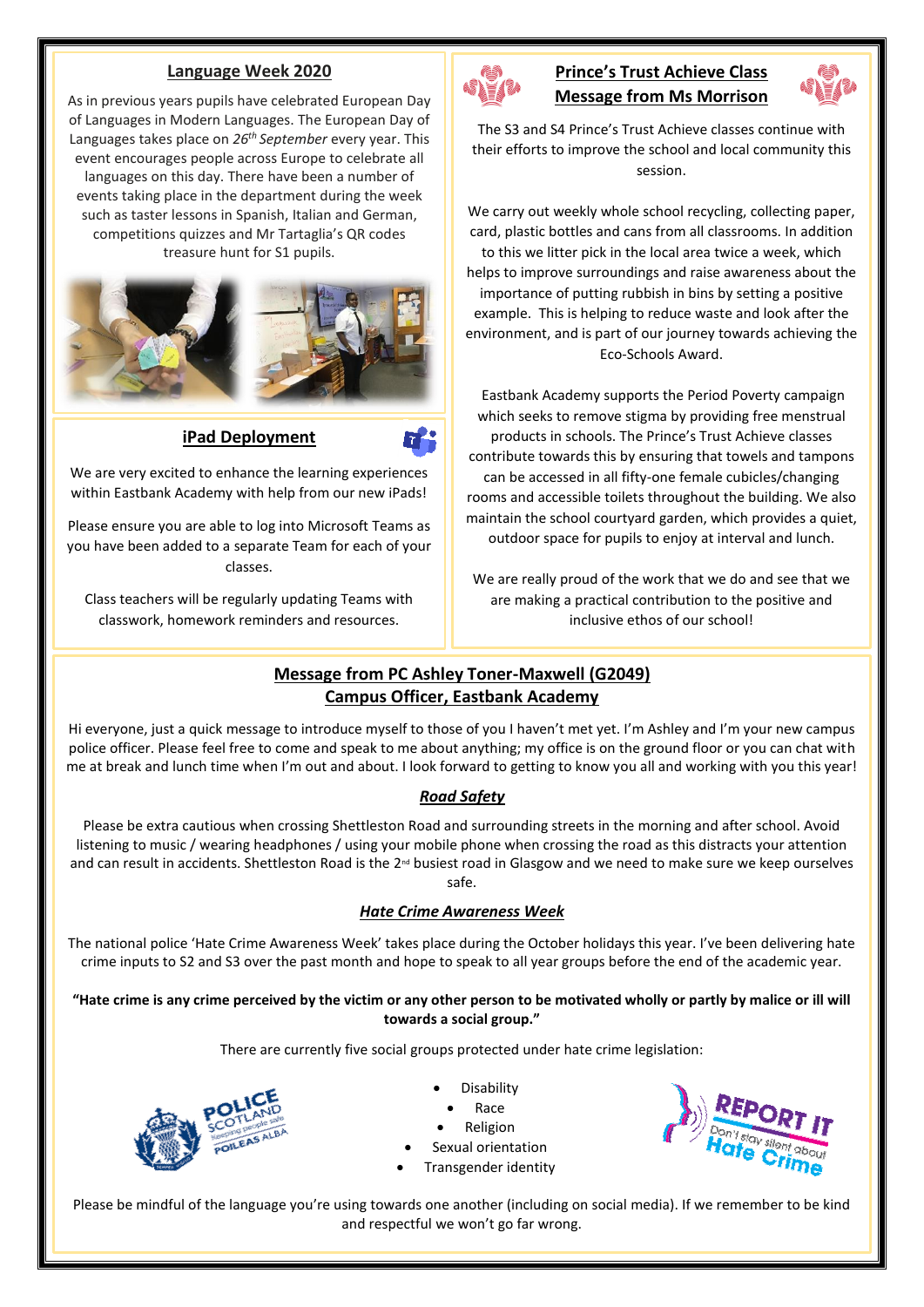## Language Week 2020

As in previous years pupils have celebrated European Day of Languages in Modern Languages. The European Day of Languages takes place on *26th September* every year. This event encourages people across Europe to celebrate all languages on this day. There have been a number of events taking place in the department during the week such as taster lessons in Spanish, Italian and German, competitions quizzes and Mr Tartaglia's QR codes treasure hunt for S1 pupils.

## iPad Deployment

We are very excited to enhance the learning experiences within Eastbank Academy with help from our new iPads!

Please ensure you are able to log into Microsoft Teams as you have been added to a separate Team for each of your classes.

Class teachers will be regularly updating Teams with classwork, homework reminders and resources.

## Prince's Trust Achieve Class
## Message from Ms Morrison

The S3 and S4 Prince's Trust Achieve classes continue with their efforts to improve the school and local community this session.

We carry out weekly whole school recycling, collecting paper, card, plastic bottles and cans from all classrooms. In addition to this we litter pick in the local area twice a week, which helps to improve surroundings and raise awareness about the importance of putting rubbish in bins by setting a positive example. This is helping to reduce waste and look after the environment, and is part of our journey towards achieving the Eco-Schools Award.

Eastbank Academy supports the Period Poverty campaign which seeks to remove stigma by providing free menstrual products in schools. The Prince's Trust Achieve classes contribute towards this by ensuring that towels and tampons can be accessed in all fifty-one female cubicles/changing rooms and accessible toilets throughout the building. We also maintain the school courtyard garden, which provides a quiet, outdoor space for pupils to enjoy at interval and lunch.

We are really proud of the work that we do and see that we are making a practical contribution to the positive and inclusive ethos of our school!

## Message from PC Ashley Toner-Maxwell (G2049)
## Campus Officer, Eastbank Academy

Hi everyone, just a quick message to introduce myself to those of you I haven't met yet. I'm Ashley and I'm your new campus police officer. Please feel free to come and speak to me about anything; my office is on the ground floor or you can chat with me at break and lunch time when I'm out and about. I look forward to getting to know you all and working with you this year!

### *Road Safety*

Please be extra cautious when crossing Shettleston Road and surrounding streets in the morning and after school. Avoid listening to music / wearing headphones / using your mobile phone when crossing the road as this distracts your attention and can result in accidents. Shettleston Road is the 2nd busiest road in Glasgow and we need to make sure we keep ourselves safe.

### *Hate Crime Awareness Week*

The national police 'Hate Crime Awareness Week' takes place during the October holidays this year. I've been delivering hate crime inputs to S2 and S3 over the past month and hope to speak to all year groups before the end of the academic year.

**"Hate crime is any crime perceived by the victim or any other person to be motivated wholly or partly by malice or ill will towards a social group."**

There are currently five social groups protected under hate crime legislation:

- Disability
- Race
- Religion
- Sexual orientation
- Transgender identity

Please be mindful of the language you're using towards one another (including on social media). If we remember to be kind and respectful we won't go far wrong.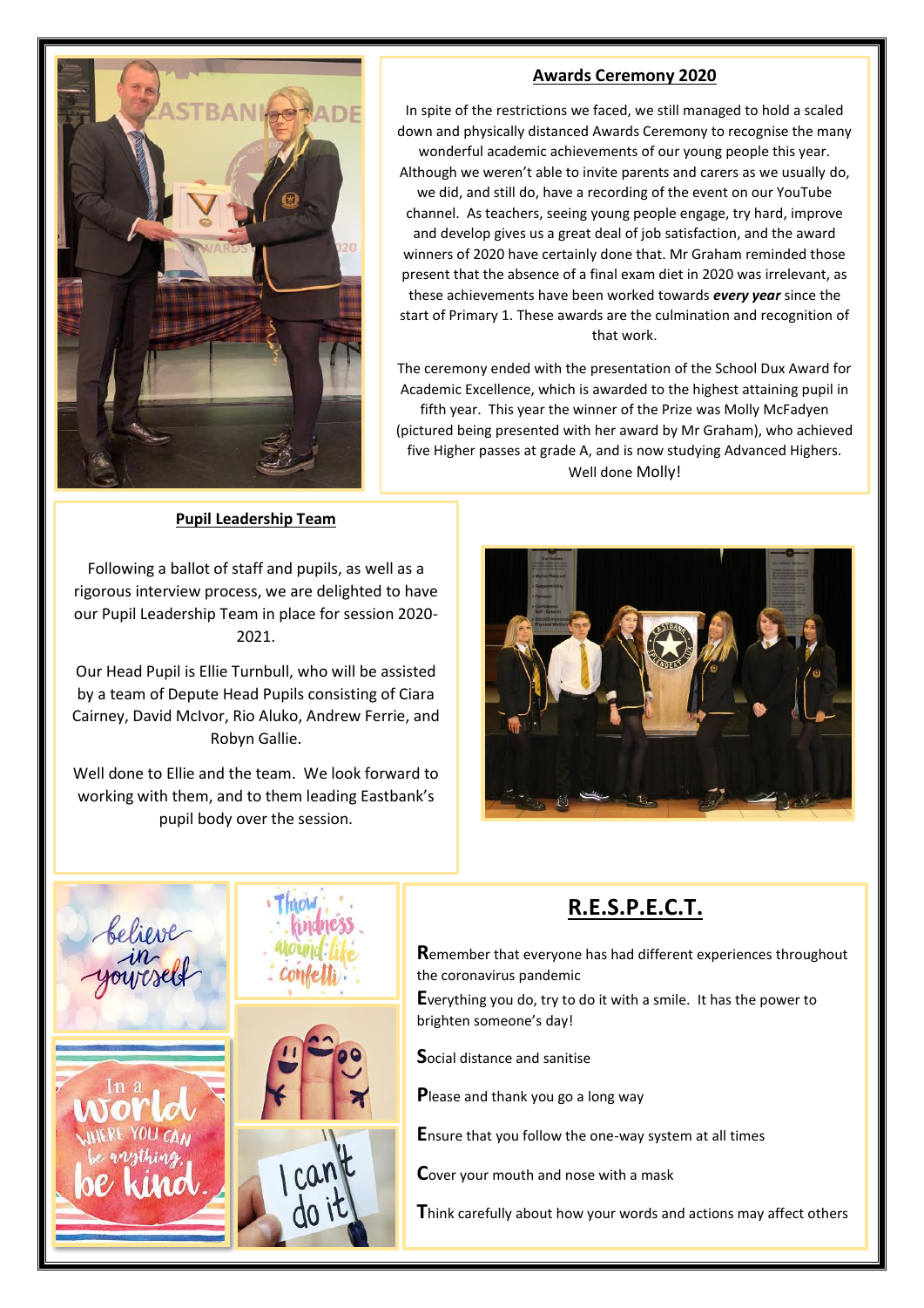## Awards Ceremony 2020

In spite of the restrictions we faced, we still managed to hold a scaled down and physically distanced Awards Ceremony to recognise the many wonderful academic achievements of our young people this year. Although we weren't able to invite parents and carers as we usually do, we did, and still do, have a recording of the event on our YouTube channel. As teachers, seeing young people engage, try hard, improve and develop gives us a great deal of job satisfaction, and the award winners of 2020 have certainly done that. Mr Graham reminded those present that the absence of a final exam diet in 2020 was irrelevant, as these achievements have been worked towards ***every year*** since the start of Primary 1. These awards are the culmination and recognition of that work.

The ceremony ended with the presentation of the School Dux Award for Academic Excellence, which is awarded to the highest attaining pupil in fifth year. This year the winner of the Prize was Molly McFadyen (pictured being presented with her award by Mr Graham), who achieved five Higher passes at grade A, and is now studying Advanced Highers. Well done Molly!

## Pupil Leadership Team

Following a ballot of staff and pupils, as well as a rigorous interview process, we are delighted to have our Pupil Leadership Team in place for session 2020-2021.

Our Head Pupil is Ellie Turnbull, who will be assisted by a team of Depute Head Pupils consisting of Ciara Cairney, David McIvor, Rio Aluko, Andrew Ferrie, and Robyn Gallie.

Well done to Ellie and the team. We look forward to working with them, and to them leading Eastbank's pupil body over the session.

## R.E.S.P.E.C.T.

**R**emember that everyone has had different experiences throughout the coronavirus pandemic

**E**verything you do, try to do it with a smile. It has the power to brighten someone's day!

**S**ocial distance and sanitise

**P**lease and thank you go a long way

**E**nsure that you follow the one-way system at all times

**C**over your mouth and nose with a mask

**T**hink carefully about how your words and actions may affect others